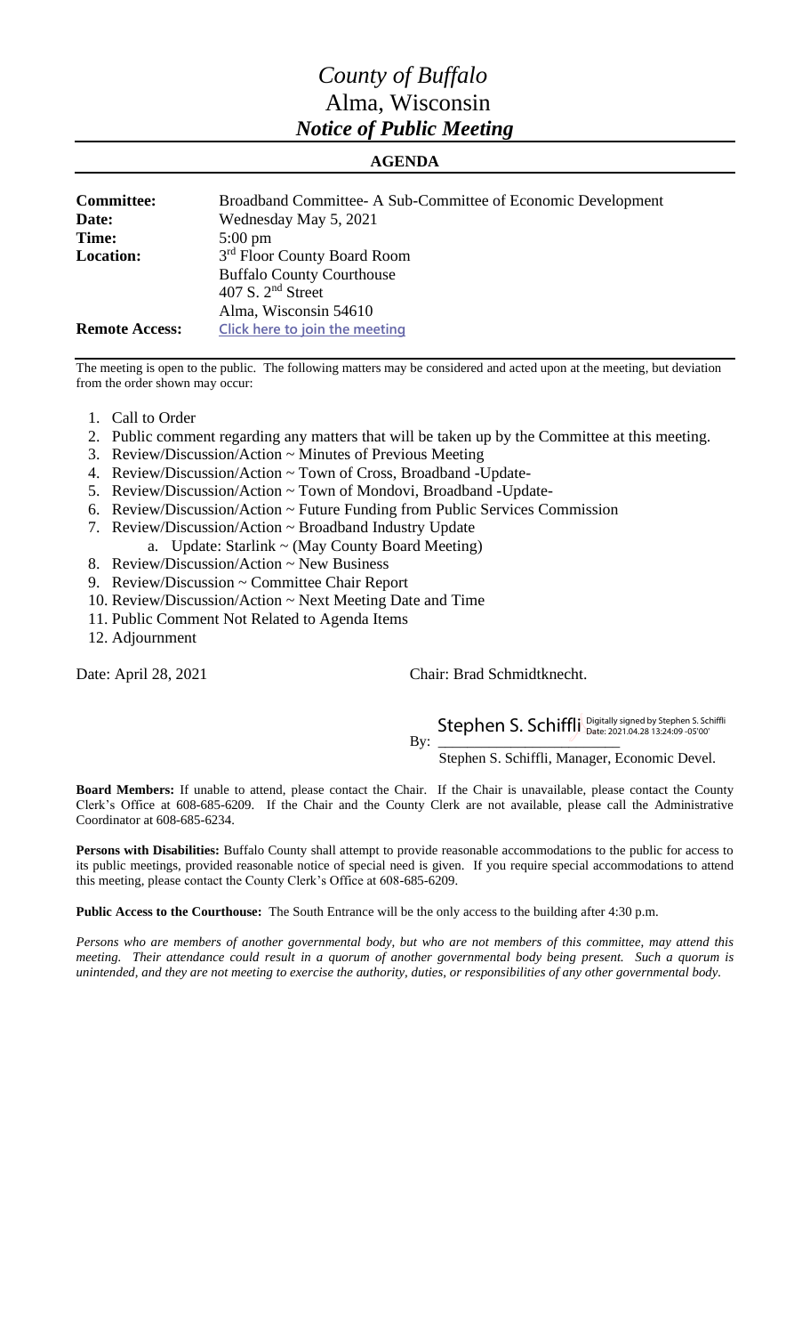# *County of Buffalo*
## Alma, Wisconsin
## *Notice of Public Meeting*

### AGENDA

| | |
|---|---|
| **Committee:** | Broadband Committee- A Sub-Committee of Economic Development |
| **Date:** | Wednesday May 5, 2021 |
| **Time:** | 5:00 pm |
| **Location:** | 3rd Floor County Board Room<br>Buffalo County Courthouse<br>407 S. 2nd Street<br>Alma, Wisconsin 54610 |
| **Remote Access:** | Click here to join the meeting |

The meeting is open to the public. The following matters may be considered and acted upon at the meeting, but deviation from the order shown may occur:

1. Call to Order
2. Public comment regarding any matters that will be taken up by the Committee at this meeting.
3. Review/Discussion/Action ~ Minutes of Previous Meeting
4. Review/Discussion/Action ~ Town of Cross, Broadband -Update-
5. Review/Discussion/Action ~ Town of Mondovi, Broadband -Update-
6. Review/Discussion/Action ~ Future Funding from Public Services Commission
7. Review/Discussion/Action ~ Broadband Industry Update
   a. Update: Starlink ~ (May County Board Meeting)
8. Review/Discussion/Action ~ New Business
9. Review/Discussion ~ Committee Chair Report
10. Review/Discussion/Action ~ Next Meeting Date and Time
11. Public Comment Not Related to Agenda Items
12. Adjournment

Date: April 28, 2021 Chair: Brad Schmidtknecht.

By: Stephen S. Schiffli (Digitally signed by Stephen S. Schiffli Date: 2021.04.28 13:24:09 -05'00')

Stephen S. Schiffli, Manager, Economic Devel.

**Board Members:** If unable to attend, please contact the Chair. If the Chair is unavailable, please contact the County Clerk's Office at 608-685-6209. If the Chair and the County Clerk are not available, please call the Administrative Coordinator at 608-685-6234.

**Persons with Disabilities:** Buffalo County shall attempt to provide reasonable accommodations to the public for access to its public meetings, provided reasonable notice of special need is given. If you require special accommodations to attend this meeting, please contact the County Clerk's Office at 608-685-6209.

**Public Access to the Courthouse:** The South Entrance will be the only access to the building after 4:30 p.m.

*Persons who are members of another governmental body, but who are not members of this committee, may attend this meeting. Their attendance could result in a quorum of another governmental body being present. Such a quorum is unintended, and they are not meeting to exercise the authority, duties, or responsibilities of any other governmental body.*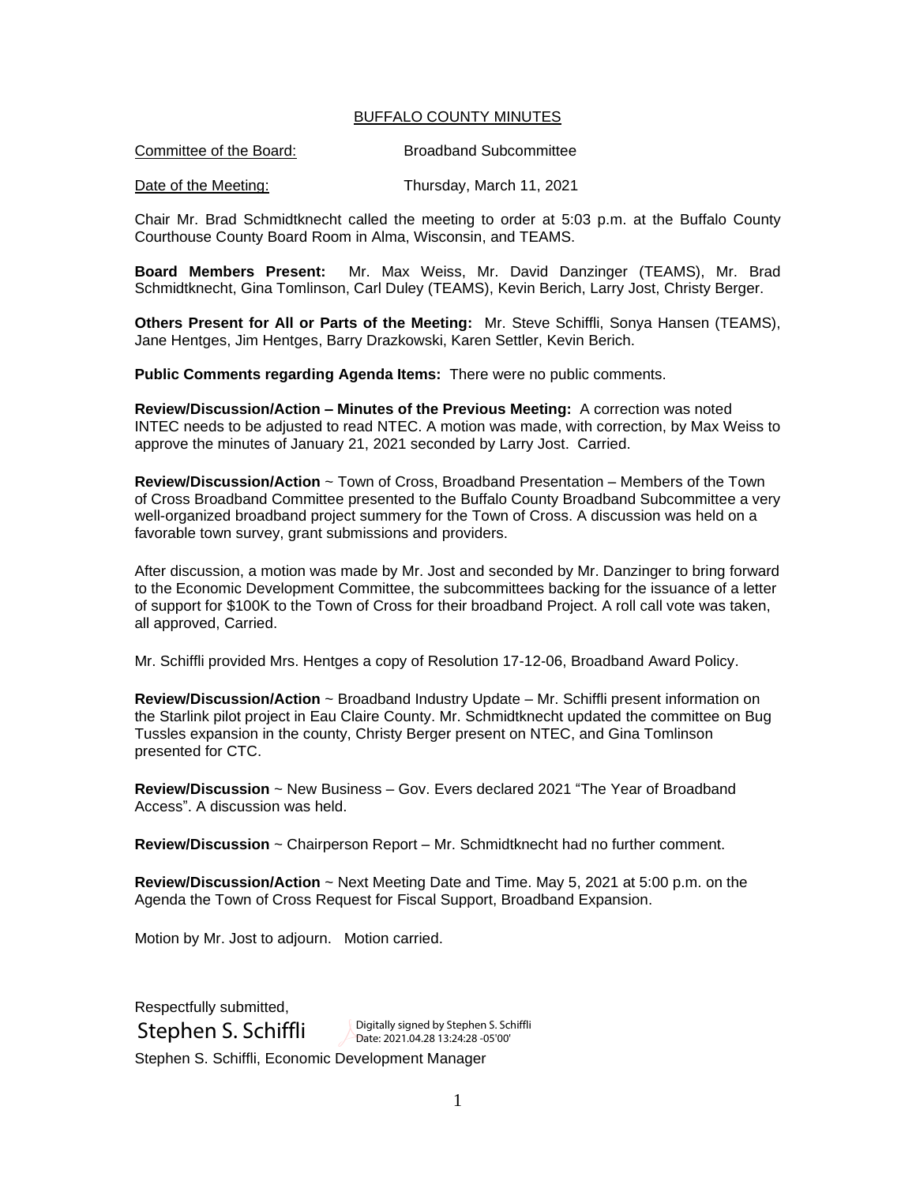BUFFALO COUNTY MINUTES

Committee of the Board: Broadband Subcommittee

Date of the Meeting: Thursday, March 11, 2021

Chair Mr. Brad Schmidtknecht called the meeting to order at 5:03 p.m. at the Buffalo County Courthouse County Board Room in Alma, Wisconsin, and TEAMS.

**Board Members Present:** Mr. Max Weiss, Mr. David Danzinger (TEAMS), Mr. Brad Schmidtknecht, Gina Tomlinson, Carl Duley (TEAMS), Kevin Berich, Larry Jost, Christy Berger.

**Others Present for All or Parts of the Meeting:** Mr. Steve Schiffli, Sonya Hansen (TEAMS), Jane Hentges, Jim Hentges, Barry Drazkowski, Karen Settler, Kevin Berich.

**Public Comments regarding Agenda Items:** There were no public comments.

**Review/Discussion/Action – Minutes of the Previous Meeting:** A correction was noted INTEC needs to be adjusted to read NTEC. A motion was made, with correction, by Max Weiss to approve the minutes of January 21, 2021 seconded by Larry Jost. Carried.

**Review/Discussion/Action** ~ Town of Cross, Broadband Presentation – Members of the Town of Cross Broadband Committee presented to the Buffalo County Broadband Subcommittee a very well-organized broadband project summery for the Town of Cross. A discussion was held on a favorable town survey, grant submissions and providers.

After discussion, a motion was made by Mr. Jost and seconded by Mr. Danzinger to bring forward to the Economic Development Committee, the subcommittees backing for the issuance of a letter of support for $100K to the Town of Cross for their broadband Project. A roll call vote was taken, all approved, Carried.

Mr. Schiffli provided Mrs. Hentges a copy of Resolution 17-12-06, Broadband Award Policy.

**Review/Discussion/Action** ~ Broadband Industry Update – Mr. Schiffli present information on the Starlink pilot project in Eau Claire County. Mr. Schmidtknecht updated the committee on Bug Tussles expansion in the county, Christy Berger present on NTEC, and Gina Tomlinson presented for CTC.

**Review/Discussion** ~ New Business – Gov. Evers declared 2021 "The Year of Broadband Access". A discussion was held.

**Review/Discussion** ~ Chairperson Report – Mr. Schmidtknecht had no further comment.

**Review/Discussion/Action** ~ Next Meeting Date and Time. May 5, 2021 at 5:00 p.m. on the Agenda the Town of Cross Request for Fiscal Support, Broadband Expansion.

Motion by Mr. Jost to adjourn. Motion carried.

Respectfully submitted,

Stephen S. Schiffli

Digitally signed by Stephen S. Schiffli
Date: 2021.04.28 13:24:28 -05'00'

Stephen S. Schiffli, Economic Development Manager